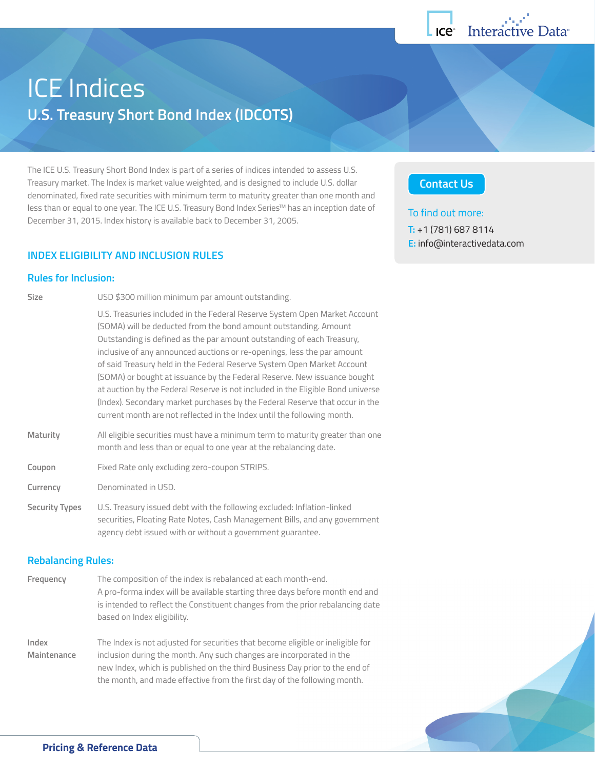# ICE Indices

## U.S. Treasury Short Bond Index (IDCOTS)

The ICE U.S. Treasury Short Bond Index is part of a series of indices intended to assess U.S. Treasury market. The Index is market value weighted, and is designed to include U.S. dollar denominated, fixed rate securities with minimum term to maturity greater than one month and less than or equal to one year. The ICE U.S. Treasury Bond Index Series™ has an inception date of December 31, 2015. Index history is available back to December 31, 2005.

**Contact Us**

To find out more:

**T:** +1 (781) 687 8114

**E:** info@interactivedata.com

### INDEX ELIGIBILITY AND INCLUSION RULES

#### Rules for Inclusion:

**Size**

USD $300 million minimum par amount outstanding.

U.S. Treasuries included in the Federal Reserve System Open Market Account (SOMA) will be deducted from the bond amount outstanding. Amount Outstanding is defined as the par amount outstanding of each Treasury, inclusive of any announced auctions or re-openings, less the par amount of said Treasury held in the Federal Reserve System Open Market Account (SOMA) or bought at issuance by the Federal Reserve. New issuance bought at auction by the Federal Reserve is not included in the Eligible Bond universe (Index). Secondary market purchases by the Federal Reserve that occur in the current month are not reflected in the Index until the following month.

**Maturity**

All eligible securities must have a minimum term to maturity greater than one month and less than or equal to one year at the rebalancing date.

**Coupon**

Fixed Rate only excluding zero-coupon STRIPS.

**Currency**

Denominated in USD.

**Security Types**

U.S. Treasury issued debt with the following excluded: Inflation-linked securities, Floating Rate Notes, Cash Management Bills, and any government agency debt issued with or without a government guarantee.

#### Rebalancing Rules:

**Frequency**

The composition of the index is rebalanced at each month-end. A pro-forma index will be available starting three days before month end and is intended to reflect the Constituent changes from the prior rebalancing date based on Index eligibility.

**Index Maintenance**

The Index is not adjusted for securities that become eligible or ineligible for inclusion during the month. Any such changes are incorporated in the new Index, which is published on the third Business Day prior to the end of the month, and made effective from the first day of the following month.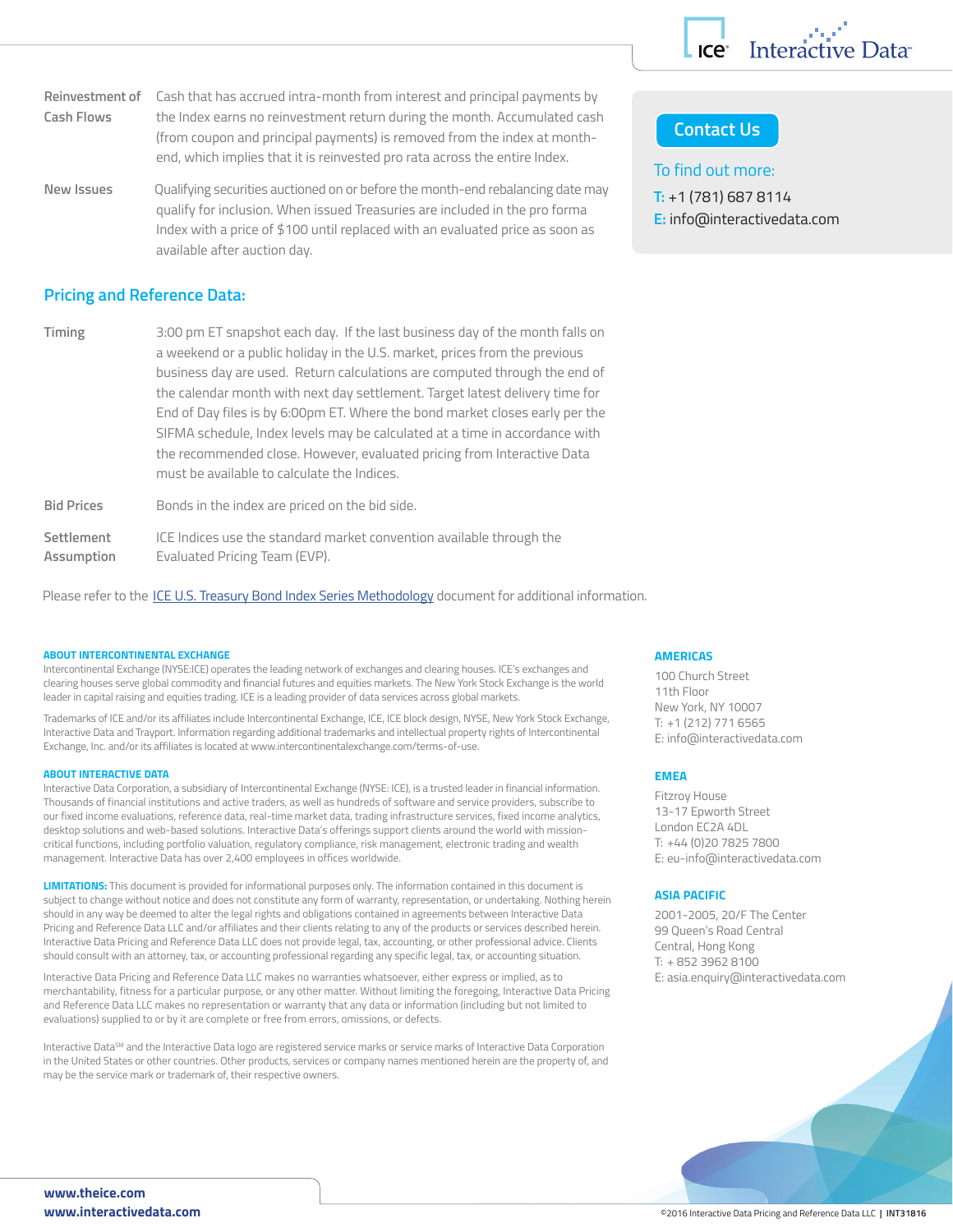| | |
|---|---|
| **Reinvestment of Cash Flows** | Cash that has accrued intra-month from interest and principal payments by the Index earns no reinvestment return during the month. Accumulated cash (from coupon and principal payments) is removed from the index at month-end, which implies that it is reinvested pro rata across the entire Index. |
| **New Issues** | Qualifying securities auctioned on or before the month-end rebalancing date may qualify for inclusion. When issued Treasuries are included in the pro forma Index with a price of $100 until replaced with an evaluated price as soon as available after auction day. |

## Pricing and Reference Data:

| | |
|---|---|
| **Timing** | 3:00 pm ET snapshot each day. If the last business day of the month falls on a weekend or a public holiday in the U.S. market, prices from the previous business day are used. Return calculations are computed through the end of the calendar month with next day settlement. Target latest delivery time for End of Day files is by 6:00pm ET. Where the bond market closes early per the SIFMA schedule, Index levels may be calculated at a time in accordance with the recommended close. However, evaluated pricing from Interactive Data must be available to calculate the Indices. |
| **Bid Prices** | Bonds in the index are priced on the bid side. |
| **Settlement Assumption** | ICE Indices use the standard market convention available through the Evaluated Pricing Team (EVP). |

Please refer to the ICE U.S. Treasury Bond Index Series Methodology document for additional information.

## Contact Us

To find out more:

**T:** +1 (781) 687 8114

**E:** info@interactivedata.com

**ABOUT INTERCONTINENTAL EXCHANGE**

Intercontinental Exchange (NYSE:ICE) operates the leading network of exchanges and clearing houses. ICE's exchanges and clearing houses serve global commodity and financial futures and equities markets. The New York Stock Exchange is the world leader in capital raising and equities trading. ICE is a leading provider of data services across global markets.

Trademarks of ICE and/or its affiliates include Intercontinental Exchange, ICE, ICE block design, NYSE, New York Stock Exchange, Interactive Data and Trayport. Information regarding additional trademarks and intellectual property rights of Intercontinental Exchange, Inc. and/or its affiliates is located at www.intercontinentalexchange.com/terms-of-use.

**ABOUT INTERACTIVE DATA**

Interactive Data Corporation, a subsidiary of Intercontinental Exchange (NYSE: ICE), is a trusted leader in financial information. Thousands of financial institutions and active traders, as well as hundreds of software and service providers, subscribe to our fixed income evaluations, reference data, real-time market data, trading infrastructure services, fixed income analytics, desktop solutions and web-based solutions. Interactive Data's offerings support clients around the world with mission-critical functions, including portfolio valuation, regulatory compliance, risk management, electronic trading and wealth management. Interactive Data has over 2,400 employees in offices worldwide.

**LIMITATIONS:** This document is provided for informational purposes only. The information contained in this document is subject to change without notice and does not constitute any form of warranty, representation, or undertaking. Nothing herein should in any way be deemed to alter the legal rights and obligations contained in agreements between Interactive Data Pricing and Reference Data LLC and/or affiliates and their clients relating to any of the products or services described herein. Interactive Data Pricing and Reference Data LLC does not provide legal, tax, accounting, or other professional advice. Clients should consult with an attorney, tax, or accounting professional regarding any specific legal, tax, or accounting situation.

Interactive Data Pricing and Reference Data LLC makes no warranties whatsoever, either express or implied, as to merchantability, fitness for a particular purpose, or any other matter. Without limiting the foregoing, Interactive Data Pricing and Reference Data LLC makes no representation or warranty that any data or information (including but not limited to evaluations) supplied to or by it are complete or free from errors, omissions, or defects.

Interactive Data[SM] and the Interactive Data logo are registered service marks or service marks of Interactive Data Corporation in the United States or other countries. Other products, services or company names mentioned herein are the property of, and may be the service mark or trademark of, their respective owners.

**AMERICAS**

100 Church Street
11th Floor
New York, NY 10007
T: +1 (212) 771 6565
E: info@interactivedata.com

**EMEA**

Fitzroy House
13-17 Epworth Street
London EC2A 4DL
T: +44 (0)20 7825 7800
E: eu-info@interactivedata.com

**ASIA PACIFIC**

2001-2005, 20/F The Center
99 Queen's Road Central
Central, Hong Kong
T: + 852 3962 8100
E: asia.enquiry@interactivedata.com

**www.theice.com**
**www.interactivedata.com**

©2016 Interactive Data Pricing and Reference Data LLC | **INT31816**